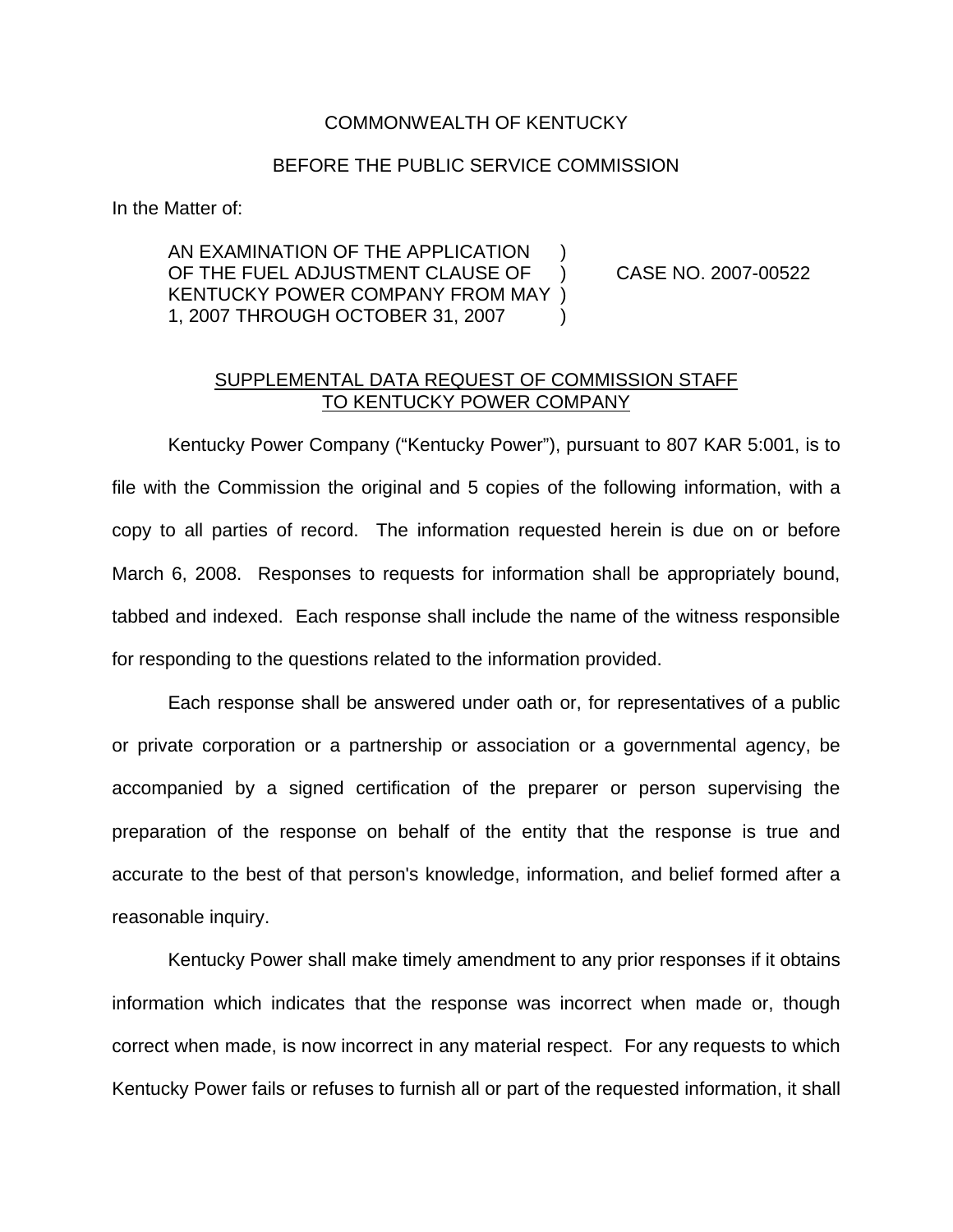COMMONWEALTH OF KENTUCKY

BEFORE THE PUBLIC SERVICE COMMISSION

In the Matter of:

AN EXAMINATION OF THE APPLICATION )
OF THE FUEL ADJUSTMENT CLAUSE OF ) CASE NO. 2007-00522
KENTUCKY POWER COMPANY FROM MAY )
1, 2007 THROUGH OCTOBER 31, 2007 )

SUPPLEMENTAL DATA REQUEST OF COMMISSION STAFF TO KENTUCKY POWER COMPANY

Kentucky Power Company ("Kentucky Power"), pursuant to 807 KAR 5:001, is to file with the Commission the original and 5 copies of the following information, with a copy to all parties of record. The information requested herein is due on or before March 6, 2008. Responses to requests for information shall be appropriately bound, tabbed and indexed. Each response shall include the name of the witness responsible for responding to the questions related to the information provided.

Each response shall be answered under oath or, for representatives of a public or private corporation or a partnership or association or a governmental agency, be accompanied by a signed certification of the preparer or person supervising the preparation of the response on behalf of the entity that the response is true and accurate to the best of that person's knowledge, information, and belief formed after a reasonable inquiry.

Kentucky Power shall make timely amendment to any prior responses if it obtains information which indicates that the response was incorrect when made or, though correct when made, is now incorrect in any material respect. For any requests to which Kentucky Power fails or refuses to furnish all or part of the requested information, it shall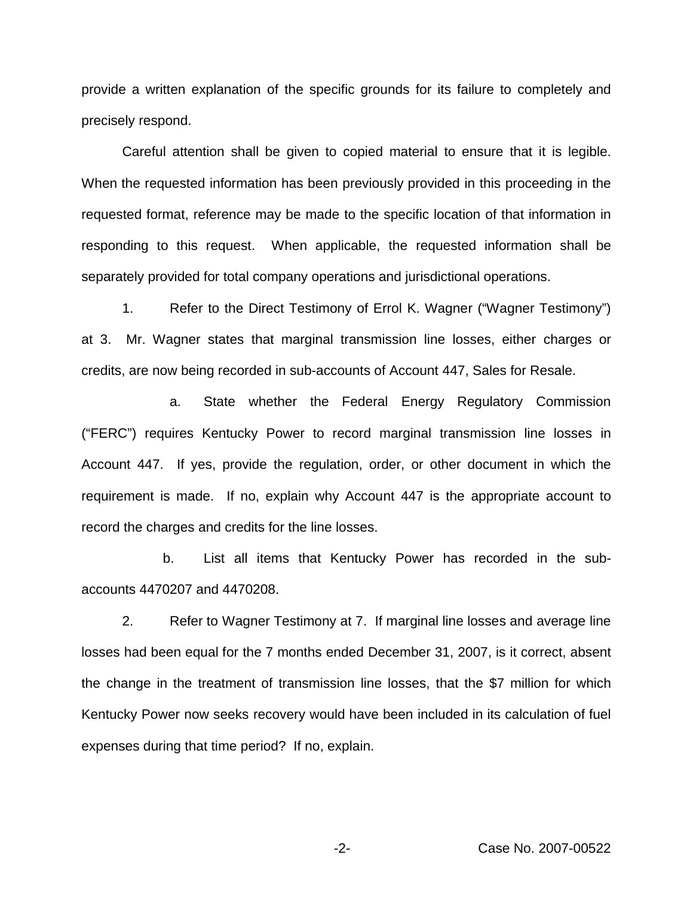provide a written explanation of the specific grounds for its failure to completely and precisely respond.

Careful attention shall be given to copied material to ensure that it is legible. When the requested information has been previously provided in this proceeding in the requested format, reference may be made to the specific location of that information in responding to this request. When applicable, the requested information shall be separately provided for total company operations and jurisdictional operations.

1. Refer to the Direct Testimony of Errol K. Wagner ("Wagner Testimony") at 3. Mr. Wagner states that marginal transmission line losses, either charges or credits, are now being recorded in sub-accounts of Account 447, Sales for Resale.

   a. State whether the Federal Energy Regulatory Commission ("FERC") requires Kentucky Power to record marginal transmission line losses in Account 447. If yes, provide the regulation, order, or other document in which the requirement is made. If no, explain why Account 447 is the appropriate account to record the charges and credits for the line losses.

   b. List all items that Kentucky Power has recorded in the sub-accounts 4470207 and 4470208.

2. Refer to Wagner Testimony at 7. If marginal line losses and average line losses had been equal for the 7 months ended December 31, 2007, is it correct, absent the change in the treatment of transmission line losses, that the $7 million for which Kentucky Power now seeks recovery would have been included in its calculation of fuel expenses during that time period? If no, explain.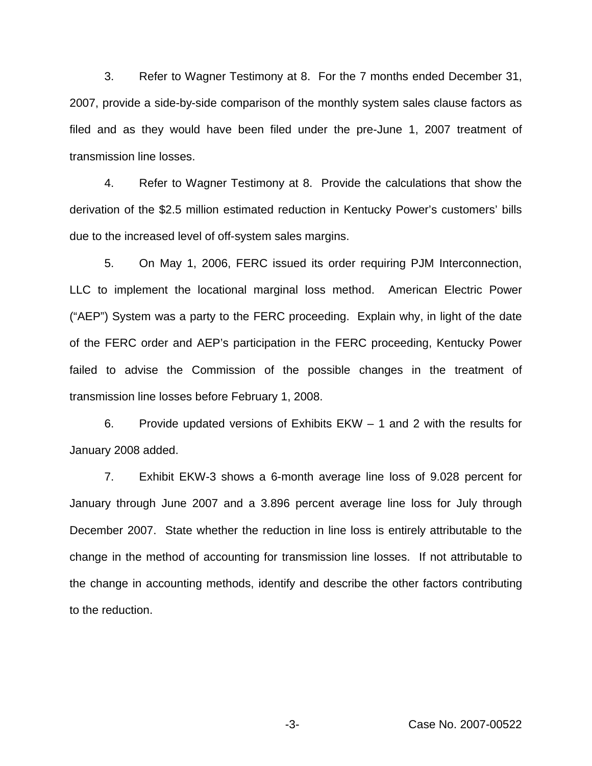3. Refer to Wagner Testimony at 8. For the 7 months ended December 31, 2007, provide a side-by-side comparison of the monthly system sales clause factors as filed and as they would have been filed under the pre-June 1, 2007 treatment of transmission line losses.

4. Refer to Wagner Testimony at 8. Provide the calculations that show the derivation of the $2.5 million estimated reduction in Kentucky Power's customers' bills due to the increased level of off-system sales margins.

5. On May 1, 2006, FERC issued its order requiring PJM Interconnection, LLC to implement the locational marginal loss method. American Electric Power ("AEP") System was a party to the FERC proceeding. Explain why, in light of the date of the FERC order and AEP's participation in the FERC proceeding, Kentucky Power failed to advise the Commission of the possible changes in the treatment of transmission line losses before February 1, 2008.

6. Provide updated versions of Exhibits EKW – 1 and 2 with the results for January 2008 added.

7. Exhibit EKW-3 shows a 6-month average line loss of 9.028 percent for January through June 2007 and a 3.896 percent average line loss for July through December 2007. State whether the reduction in line loss is entirely attributable to the change in the method of accounting for transmission line losses. If not attributable to the change in accounting methods, identify and describe the other factors contributing to the reduction.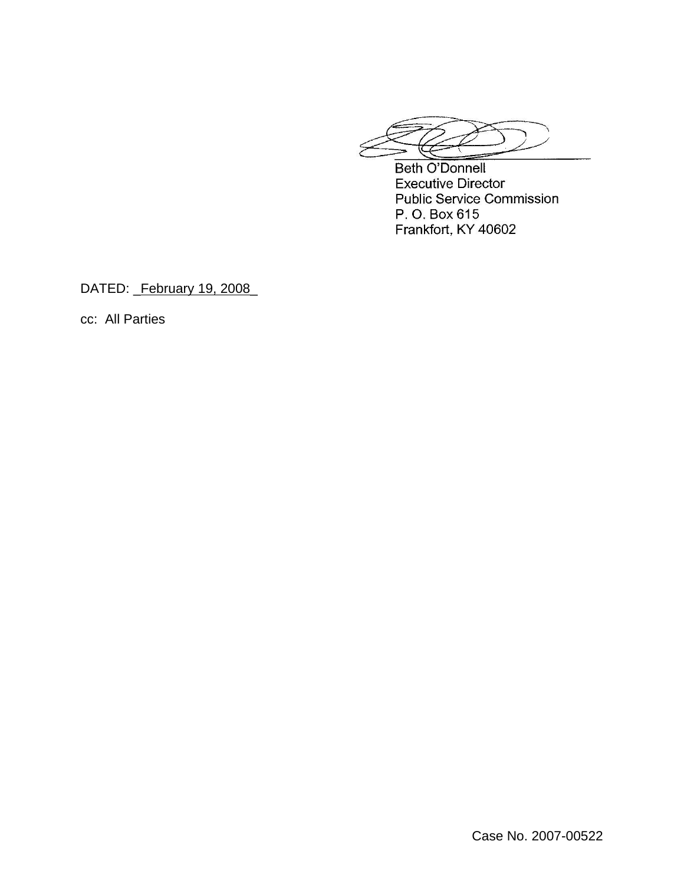Beth O'Donnell
Executive Director
Public Service Commission
P. O. Box 615
Frankfort, KY 40602

DATED: _February 19, 2008_

cc: All Parties

Case No. 2007-00522